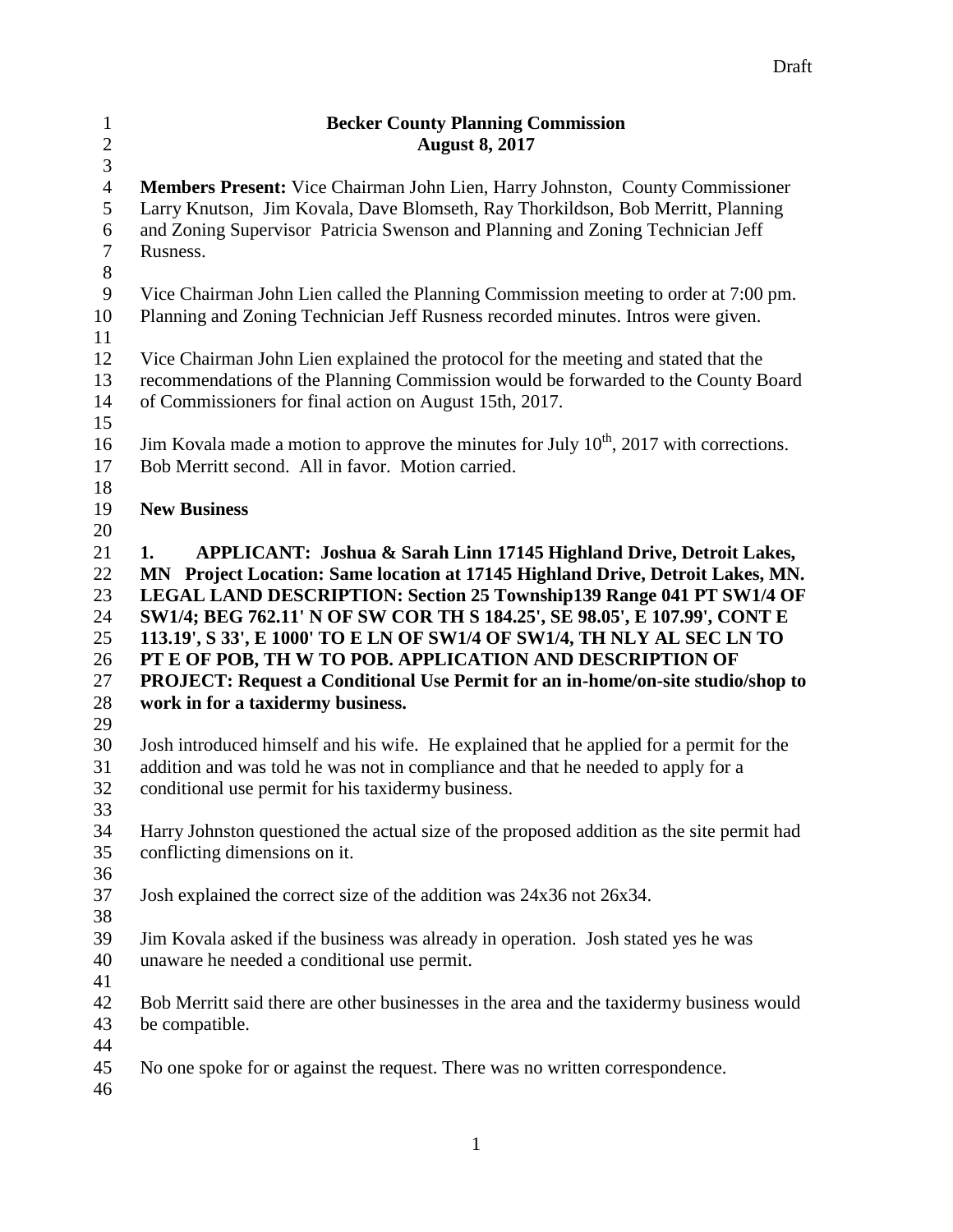# Becker County Planning Commission
## August 8, 2017

**Members Present:** Vice Chairman John Lien, Harry Johnston, County Commissioner Larry Knutson, Jim Kovala, Dave Blomseth, Ray Thorkildson, Bob Merritt, Planning and Zoning Supervisor Patricia Swenson and Planning and Zoning Technician Jeff Rusness.

Vice Chairman John Lien called the Planning Commission meeting to order at 7:00 pm. Planning and Zoning Technician Jeff Rusness recorded minutes. Intros were given.

Vice Chairman John Lien explained the protocol for the meeting and stated that the recommendations of the Planning Commission would be forwarded to the County Board of Commissioners for final action on August 15th, 2017.

Jim Kovala made a motion to approve the minutes for July 10th, 2017 with corrections. Bob Merritt second. All in favor. Motion carried.

**New Business**

**1. APPLICANT: Joshua & Sarah Linn 17145 Highland Drive, Detroit Lakes, MN Project Location: Same location at 17145 Highland Drive, Detroit Lakes, MN. LEGAL LAND DESCRIPTION: Section 25 Township139 Range 041 PT SW1/4 OF SW1/4; BEG 762.11' N OF SW COR TH S 184.25', SE 98.05', E 107.99', CONT E 113.19', S 33', E 1000' TO E LN OF SW1/4 OF SW1/4, TH NLY AL SEC LN TO PT E OF POB, TH W TO POB. APPLICATION AND DESCRIPTION OF PROJECT: Request a Conditional Use Permit for an in-home/on-site studio/shop to work in for a taxidermy business.**

Josh introduced himself and his wife. He explained that he applied for a permit for the addition and was told he was not in compliance and that he needed to apply for a conditional use permit for his taxidermy business.

Harry Johnston questioned the actual size of the proposed addition as the site permit had conflicting dimensions on it.

Josh explained the correct size of the addition was 24x36 not 26x34.

Jim Kovala asked if the business was already in operation. Josh stated yes he was unaware he needed a conditional use permit.

Bob Merritt said there are other businesses in the area and the taxidermy business would be compatible.

No one spoke for or against the request. There was no written correspondence.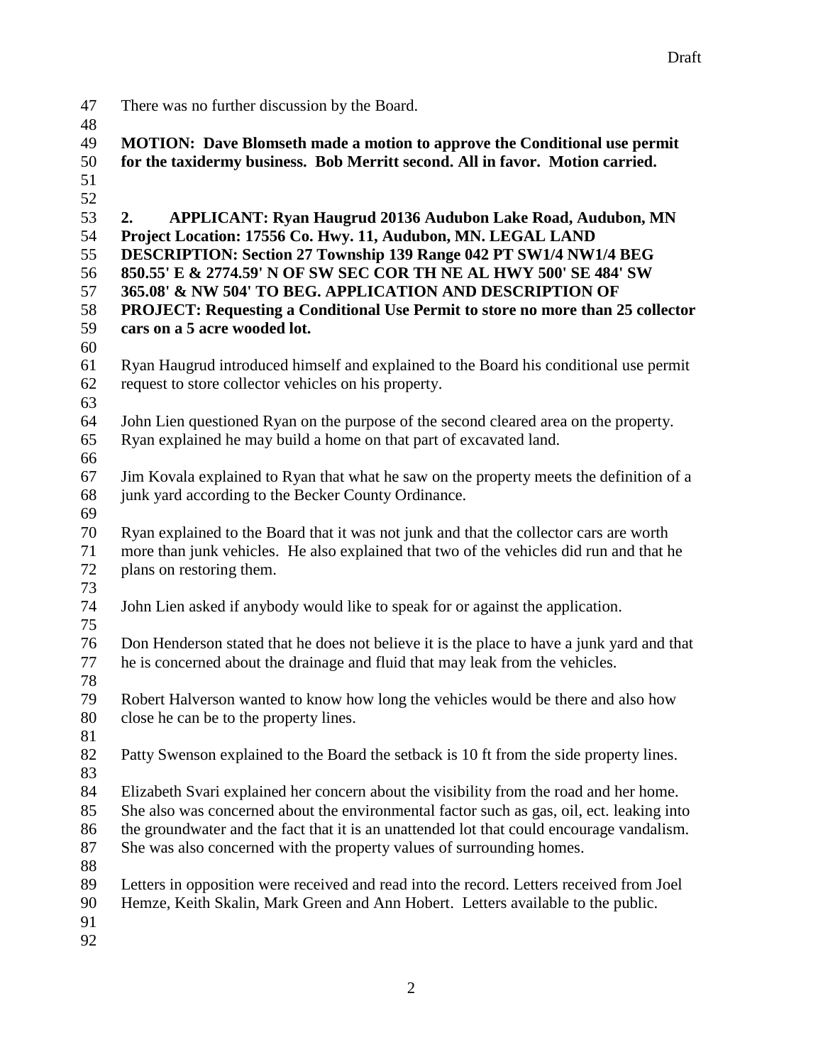There was no further discussion by the Board.

**MOTION: Dave Blomseth made a motion to approve the Conditional use permit for the taxidermy business. Bob Merritt second. All in favor. Motion carried.**

**2. APPLICANT: Ryan Haugrud 20136 Audubon Lake Road, Audubon, MN Project Location: 17556 Co. Hwy. 11, Audubon, MN. LEGAL LAND DESCRIPTION: Section 27 Township 139 Range 042 PT SW1/4 NW1/4 BEG 850.55' E & 2774.59' N OF SW SEC COR TH NE AL HWY 500' SE 484' SW 365.08' & NW 504' TO BEG. APPLICATION AND DESCRIPTION OF PROJECT: Requesting a Conditional Use Permit to store no more than 25 collector cars on a 5 acre wooded lot.**

Ryan Haugrud introduced himself and explained to the Board his conditional use permit request to store collector vehicles on his property.

John Lien questioned Ryan on the purpose of the second cleared area on the property. Ryan explained he may build a home on that part of excavated land.

Jim Kovala explained to Ryan that what he saw on the property meets the definition of a junk yard according to the Becker County Ordinance.

Ryan explained to the Board that it was not junk and that the collector cars are worth more than junk vehicles. He also explained that two of the vehicles did run and that he plans on restoring them.

John Lien asked if anybody would like to speak for or against the application.

Don Henderson stated that he does not believe it is the place to have a junk yard and that he is concerned about the drainage and fluid that may leak from the vehicles.

Robert Halverson wanted to know how long the vehicles would be there and also how close he can be to the property lines.

Patty Swenson explained to the Board the setback is 10 ft from the side property lines.

Elizabeth Svari explained her concern about the visibility from the road and her home. She also was concerned about the environmental factor such as gas, oil, ect. leaking into the groundwater and the fact that it is an unattended lot that could encourage vandalism. She was also concerned with the property values of surrounding homes.

Letters in opposition were received and read into the record. Letters received from Joel Hemze, Keith Skalin, Mark Green and Ann Hobert. Letters available to the public.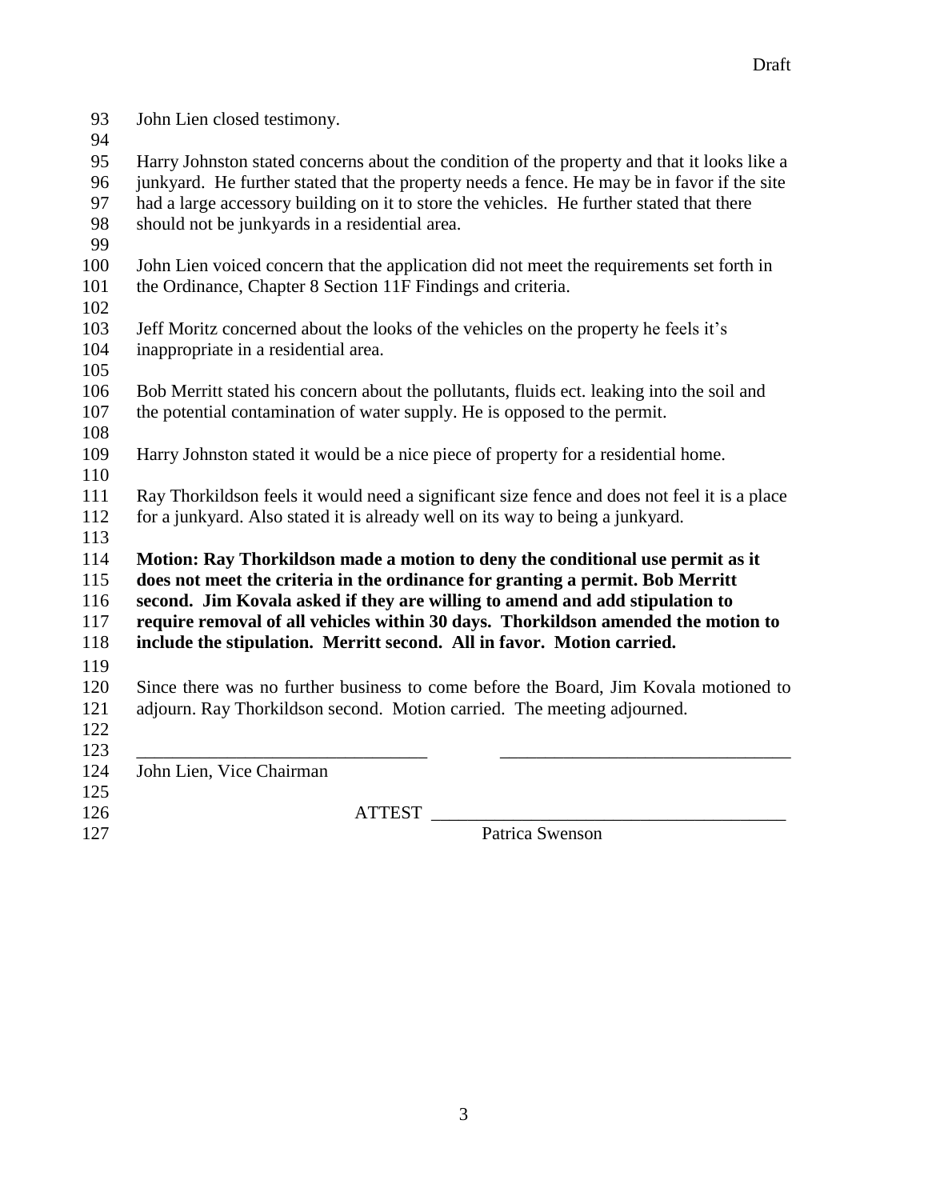John Lien closed testimony.

Harry Johnston stated concerns about the condition of the property and that it looks like a junkyard. He further stated that the property needs a fence. He may be in favor if the site had a large accessory building on it to store the vehicles. He further stated that there should not be junkyards in a residential area.

John Lien voiced concern that the application did not meet the requirements set forth in the Ordinance, Chapter 8 Section 11F Findings and criteria.

Jeff Moritz concerned about the looks of the vehicles on the property he feels it's inappropriate in a residential area.

Bob Merritt stated his concern about the pollutants, fluids ect. leaking into the soil and the potential contamination of water supply. He is opposed to the permit.

Harry Johnston stated it would be a nice piece of property for a residential home.

Ray Thorkildson feels it would need a significant size fence and does not feel it is a place for a junkyard. Also stated it is already well on its way to being a junkyard.

**Motion: Ray Thorkildson made a motion to deny the conditional use permit as it does not meet the criteria in the ordinance for granting a permit. Bob Merritt second. Jim Kovala asked if they are willing to amend and add stipulation to require removal of all vehicles within 30 days. Thorkildson amended the motion to include the stipulation. Merritt second. All in favor. Motion carried.**

Since there was no further business to come before the Board, Jim Kovala motioned to adjourn. Ray Thorkildson second. Motion carried. The meeting adjourned.

\_\_\_\_\_\_\_\_\_\_\_\_\_\_\_\_\_\_\_\_\_\_\_\_\_\_\_\_\_\_\_\_ \_\_\_\_\_\_\_\_\_\_\_\_\_\_\_\_\_\_\_\_\_\_\_\_\_\_\_\_\_\_\_\_

John Lien, Vice Chairman

ATTEST \_\_\_\_\_\_\_\_\_\_\_\_\_\_\_\_\_\_\_\_\_\_\_\_\_\_\_\_\_\_\_\_\_\_\_\_\_\_\_

Patrica Swenson